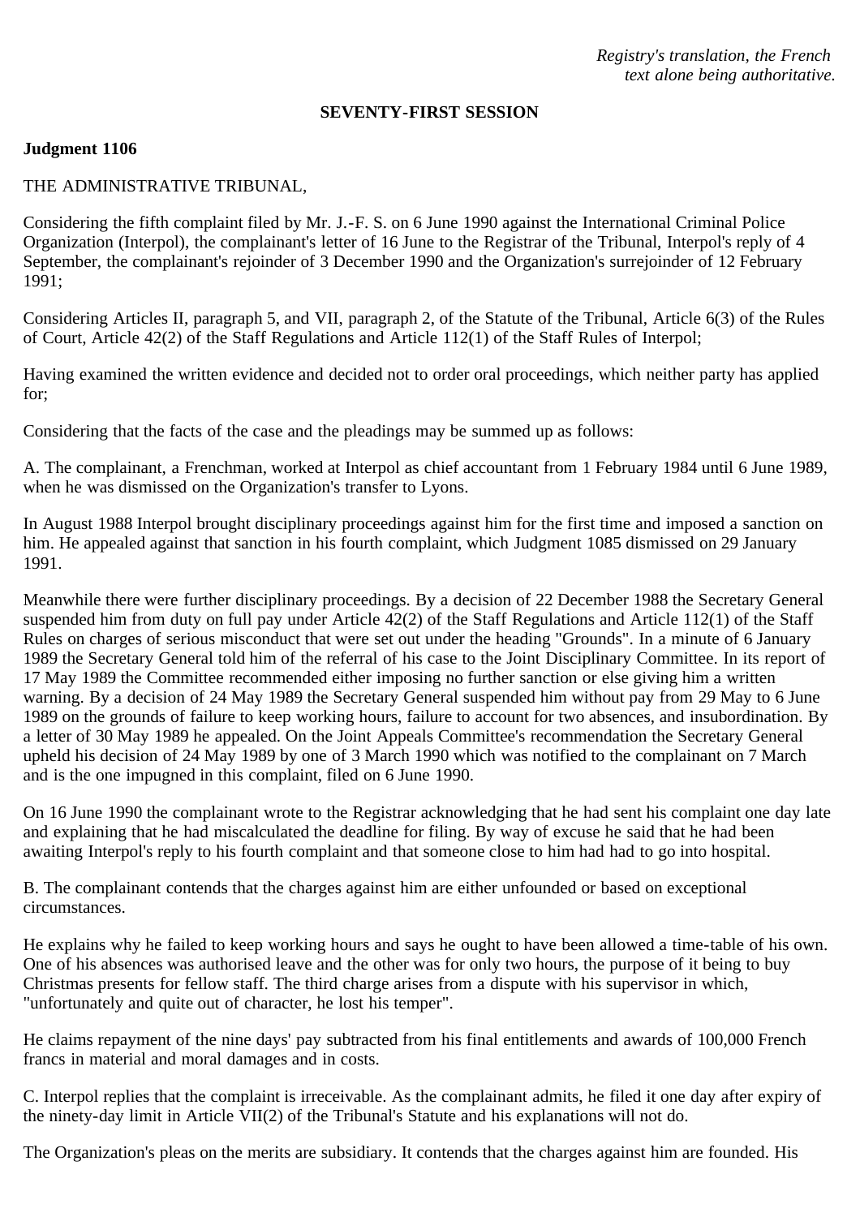*Registry's translation, the French text alone being authoritative.*

**SEVENTY-FIRST SESSION**

**Judgment 1106**

THE ADMINISTRATIVE TRIBUNAL,

Considering the fifth complaint filed by Mr. J.-F. S. on 6 June 1990 against the International Criminal Police Organization (Interpol), the complainant's letter of 16 June to the Registrar of the Tribunal, Interpol's reply of 4 September, the complainant's rejoinder of 3 December 1990 and the Organization's surrejoinder of 12 February 1991;

Considering Articles II, paragraph 5, and VII, paragraph 2, of the Statute of the Tribunal, Article 6(3) of the Rules of Court, Article 42(2) of the Staff Regulations and Article 112(1) of the Staff Rules of Interpol;

Having examined the written evidence and decided not to order oral proceedings, which neither party has applied for;

Considering that the facts of the case and the pleadings may be summed up as follows:

A. The complainant, a Frenchman, worked at Interpol as chief accountant from 1 February 1984 until 6 June 1989, when he was dismissed on the Organization's transfer to Lyons.

In August 1988 Interpol brought disciplinary proceedings against him for the first time and imposed a sanction on him. He appealed against that sanction in his fourth complaint, which Judgment 1085 dismissed on 29 January 1991.

Meanwhile there were further disciplinary proceedings. By a decision of 22 December 1988 the Secretary General suspended him from duty on full pay under Article 42(2) of the Staff Regulations and Article 112(1) of the Staff Rules on charges of serious misconduct that were set out under the heading "Grounds". In a minute of 6 January 1989 the Secretary General told him of the referral of his case to the Joint Disciplinary Committee. In its report of 17 May 1989 the Committee recommended either imposing no further sanction or else giving him a written warning. By a decision of 24 May 1989 the Secretary General suspended him without pay from 29 May to 6 June 1989 on the grounds of failure to keep working hours, failure to account for two absences, and insubordination. By a letter of 30 May 1989 he appealed. On the Joint Appeals Committee's recommendation the Secretary General upheld his decision of 24 May 1989 by one of 3 March 1990 which was notified to the complainant on 7 March and is the one impugned in this complaint, filed on 6 June 1990.

On 16 June 1990 the complainant wrote to the Registrar acknowledging that he had sent his complaint one day late and explaining that he had miscalculated the deadline for filing. By way of excuse he said that he had been awaiting Interpol's reply to his fourth complaint and that someone close to him had had to go into hospital.

B. The complainant contends that the charges against him are either unfounded or based on exceptional circumstances.

He explains why he failed to keep working hours and says he ought to have been allowed a time-table of his own. One of his absences was authorised leave and the other was for only two hours, the purpose of it being to buy Christmas presents for fellow staff. The third charge arises from a dispute with his supervisor in which, "unfortunately and quite out of character, he lost his temper".

He claims repayment of the nine days' pay subtracted from his final entitlements and awards of 100,000 French francs in material and moral damages and in costs.

C. Interpol replies that the complaint is irreceivable. As the complainant admits, he filed it one day after expiry of the ninety-day limit in Article VII(2) of the Tribunal's Statute and his explanations will not do.

The Organization's pleas on the merits are subsidiary. It contends that the charges against him are founded. His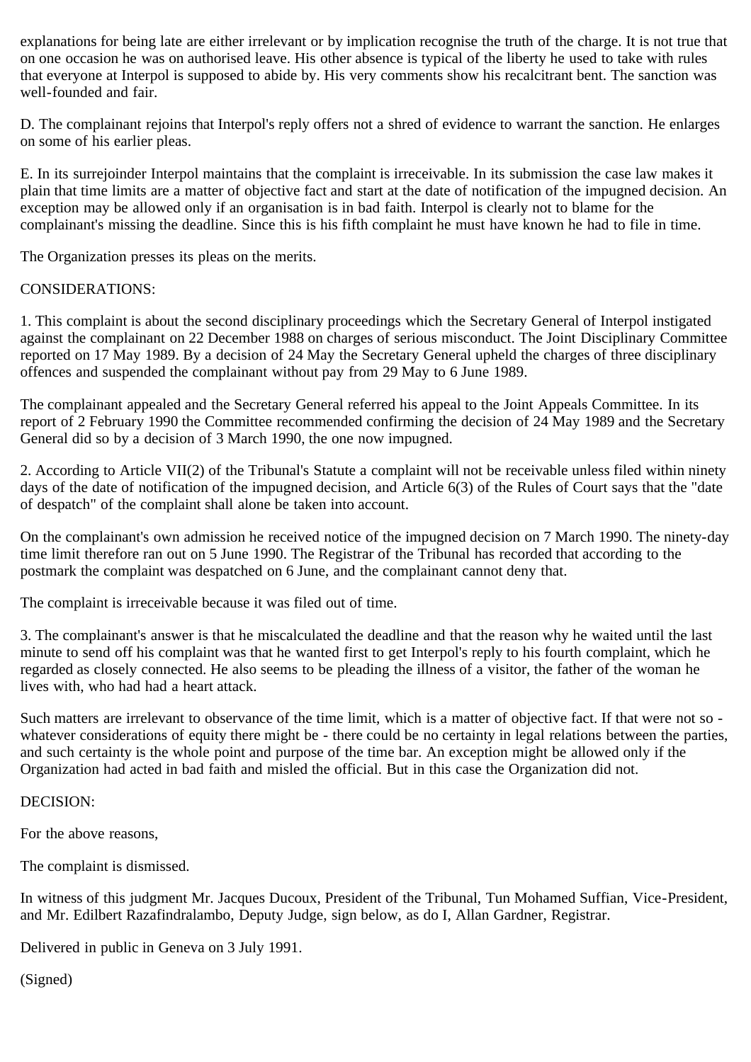explanations for being late are either irrelevant or by implication recognise the truth of the charge. It is not true that on one occasion he was on authorised leave. His other absence is typical of the liberty he used to take with rules that everyone at Interpol is supposed to abide by. His very comments show his recalcitrant bent. The sanction was well-founded and fair.

D. The complainant rejoins that Interpol's reply offers not a shred of evidence to warrant the sanction. He enlarges on some of his earlier pleas.

E. In its surrejoinder Interpol maintains that the complaint is irreceivable. In its submission the case law makes it plain that time limits are a matter of objective fact and start at the date of notification of the impugned decision. An exception may be allowed only if an organisation is in bad faith. Interpol is clearly not to blame for the complainant's missing the deadline. Since this is his fifth complaint he must have known he had to file in time.

The Organization presses its pleas on the merits.

CONSIDERATIONS:

1. This complaint is about the second disciplinary proceedings which the Secretary General of Interpol instigated against the complainant on 22 December 1988 on charges of serious misconduct. The Joint Disciplinary Committee reported on 17 May 1989. By a decision of 24 May the Secretary General upheld the charges of three disciplinary offences and suspended the complainant without pay from 29 May to 6 June 1989.

The complainant appealed and the Secretary General referred his appeal to the Joint Appeals Committee. In its report of 2 February 1990 the Committee recommended confirming the decision of 24 May 1989 and the Secretary General did so by a decision of 3 March 1990, the one now impugned.

2. According to Article VII(2) of the Tribunal's Statute a complaint will not be receivable unless filed within ninety days of the date of notification of the impugned decision, and Article 6(3) of the Rules of Court says that the "date of despatch" of the complaint shall alone be taken into account.

On the complainant's own admission he received notice of the impugned decision on 7 March 1990. The ninety-day time limit therefore ran out on 5 June 1990. The Registrar of the Tribunal has recorded that according to the postmark the complaint was despatched on 6 June, and the complainant cannot deny that.

The complaint is irreceivable because it was filed out of time.

3. The complainant's answer is that he miscalculated the deadline and that the reason why he waited until the last minute to send off his complaint was that he wanted first to get Interpol's reply to his fourth complaint, which he regarded as closely connected. He also seems to be pleading the illness of a visitor, the father of the woman he lives with, who had had a heart attack.

Such matters are irrelevant to observance of the time limit, which is a matter of objective fact. If that were not so - whatever considerations of equity there might be - there could be no certainty in legal relations between the parties, and such certainty is the whole point and purpose of the time bar. An exception might be allowed only if the Organization had acted in bad faith and misled the official. But in this case the Organization did not.

DECISION:

For the above reasons,

The complaint is dismissed.

In witness of this judgment Mr. Jacques Ducoux, President of the Tribunal, Tun Mohamed Suffian, Vice-President, and Mr. Edilbert Razafindralambo, Deputy Judge, sign below, as do I, Allan Gardner, Registrar.

Delivered in public in Geneva on 3 July 1991.

(Signed)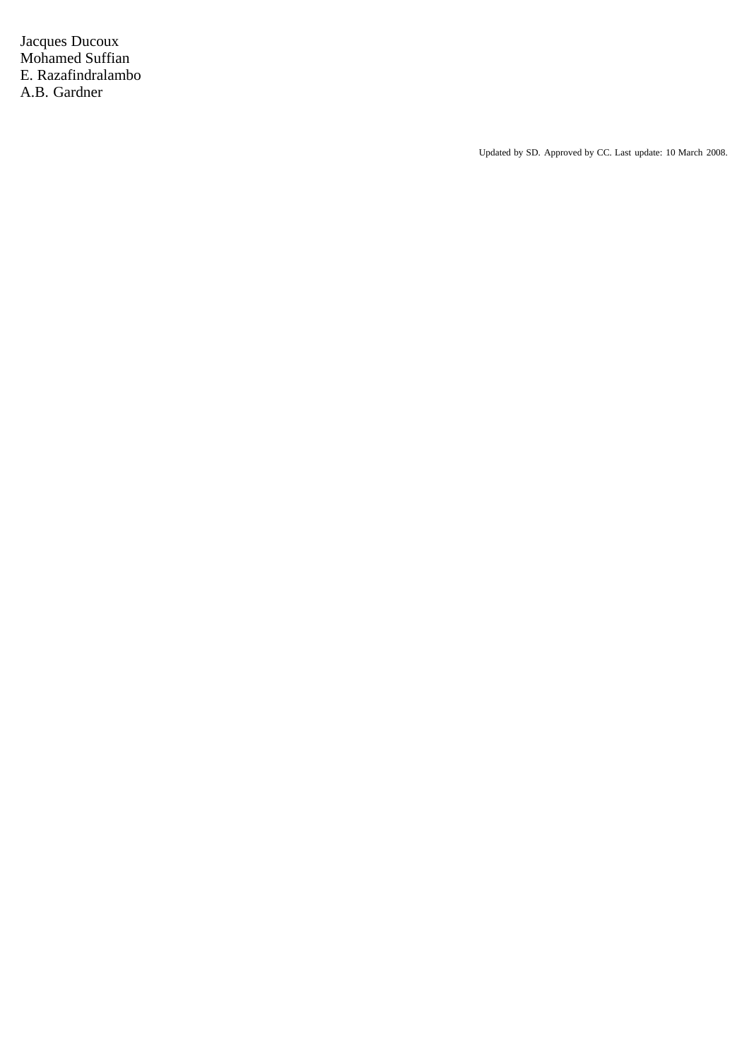Jacques Ducoux
Mohamed Suffian
E. Razafindralambo
A.B. Gardner

Updated by SD. Approved by CC. Last update: 10 March 2008.